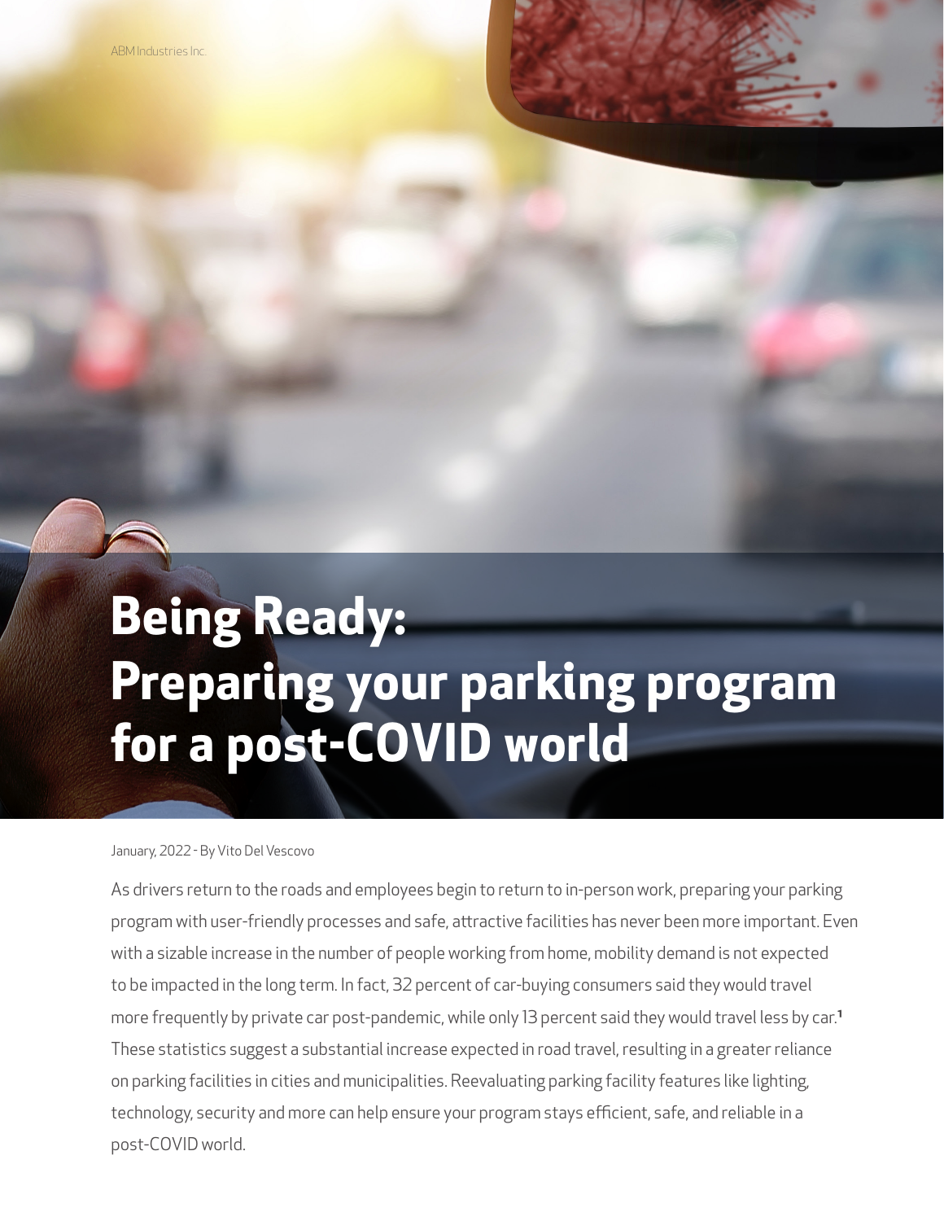# Being Ready: Preparing your parking program for a post-COVID world

January, 2022 - By Vito Del Vescovo

As drivers return to the roads and employees begin to return to in-person work, preparing your parking program with user-friendly processes and safe, attractive facilities has never been more important. Even with a sizable increase in the number of people working from home, mobility demand is not expected to be impacted in the long term. In fact, 32 percent of car-buying consumers said they would travel more frequently by private car post-pandemic, while only 13 percent said they would travel less by car.[1] These statistics suggest a substantial increase expected in road travel, resulting in a greater reliance on parking facilities in cities and municipalities. Reevaluating parking facility features like lighting, technology, security and more can help ensure your program stays efficient, safe, and reliable in a post-COVID world.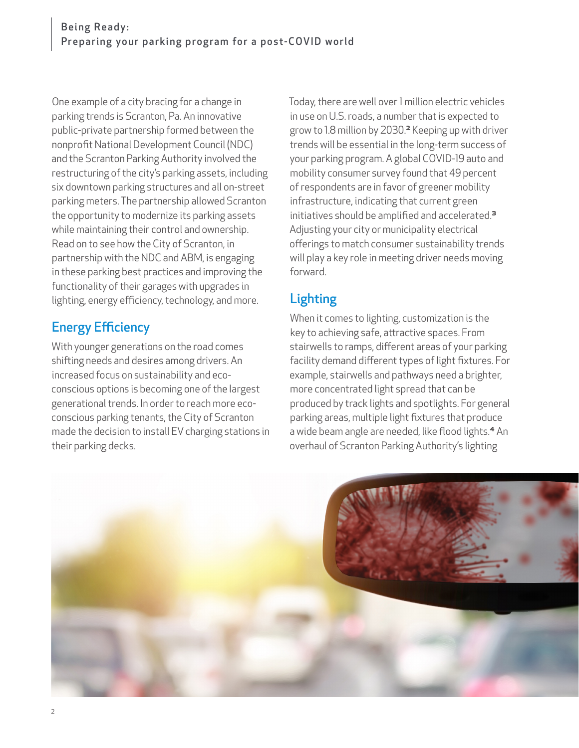One example of a city bracing for a change in parking trends is Scranton, Pa. An innovative public-private partnership formed between the nonprofit National Development Council (NDC) and the Scranton Parking Authority involved the restructuring of the city's parking assets, including six downtown parking structures and all on-street parking meters. The partnership allowed Scranton the opportunity to modernize its parking assets while maintaining their control and ownership. Read on to see how the City of Scranton, in partnership with the NDC and ABM, is engaging in these parking best practices and improving the functionality of their garages with upgrades in lighting, energy efficiency, technology, and more.

## Energy Efficiency

With younger generations on the road comes shifting needs and desires among drivers. An increased focus on sustainability and eco-conscious options is becoming one of the largest generational trends. In order to reach more eco-conscious parking tenants, the City of Scranton made the decision to install EV charging stations in their parking decks.

Today, there are well over 1 million electric vehicles in use on U.S. roads, a number that is expected to grow to 1.8 million by 2030.[2] Keeping up with driver trends will be essential in the long-term success of your parking program. A global COVID-19 auto and mobility consumer survey found that 49 percent of respondents are in favor of greener mobility infrastructure, indicating that current green initiatives should be amplified and accelerated.[3] Adjusting your city or municipality electrical offerings to match consumer sustainability trends will play a key role in meeting driver needs moving forward.

## Lighting

When it comes to lighting, customization is the key to achieving safe, attractive spaces. From stairwells to ramps, different areas of your parking facility demand different types of light fixtures. For example, stairwells and pathways need a brighter, more concentrated light spread that can be produced by track lights and spotlights. For general parking areas, multiple light fixtures that produce a wide beam angle are needed, like flood lights.[4] An overhaul of Scranton Parking Authority's lighting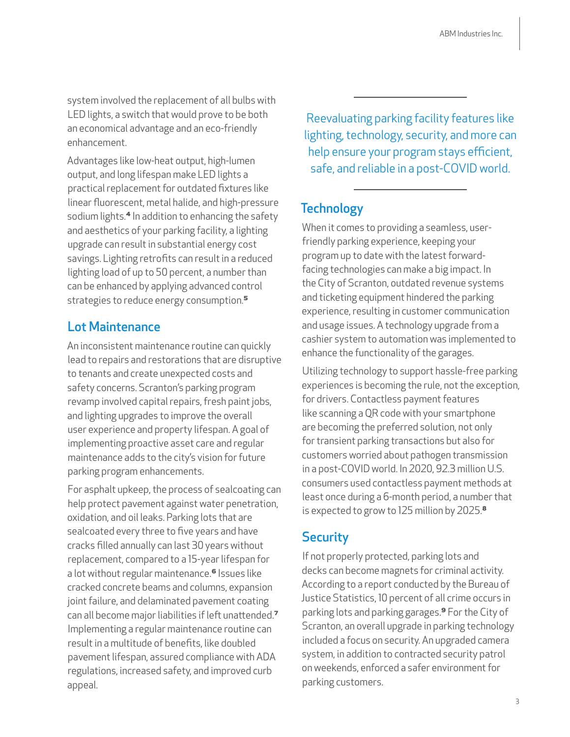system involved the replacement of all bulbs with LED lights, a switch that would prove to be both an economical advantage and an eco-friendly enhancement.

Advantages like low-heat output, high-lumen output, and long lifespan make LED lights a practical replacement for outdated fixtures like linear fluorescent, metal halide, and high-pressure sodium lights.[4] In addition to enhancing the safety and aesthetics of your parking facility, a lighting upgrade can result in substantial energy cost savings. Lighting retrofits can result in a reduced lighting load of up to 50 percent, a number than can be enhanced by applying advanced control strategies to reduce energy consumption.[5]

## Lot Maintenance

An inconsistent maintenance routine can quickly lead to repairs and restorations that are disruptive to tenants and create unexpected costs and safety concerns. Scranton's parking program revamp involved capital repairs, fresh paint jobs, and lighting upgrades to improve the overall user experience and property lifespan. A goal of implementing proactive asset care and regular maintenance adds to the city's vision for future parking program enhancements.

For asphalt upkeep, the process of sealcoating can help protect pavement against water penetration, oxidation, and oil leaks. Parking lots that are sealcoated every three to five years and have cracks filled annually can last 30 years without replacement, compared to a 15-year lifespan for a lot without regular maintenance.[6] Issues like cracked concrete beams and columns, expansion joint failure, and delaminated pavement coating can all become major liabilities if left unattended.[7] Implementing a regular maintenance routine can result in a multitude of benefits, like doubled pavement lifespan, assured compliance with ADA regulations, increased safety, and improved curb appeal.

> Reevaluating parking facility features like lighting, technology, security, and more can help ensure your program stays efficient, safe, and reliable in a post-COVID world.

## Technology

When it comes to providing a seamless, user-friendly parking experience, keeping your program up to date with the latest forward-facing technologies can make a big impact. In the City of Scranton, outdated revenue systems and ticketing equipment hindered the parking experience, resulting in customer communication and usage issues. A technology upgrade from a cashier system to automation was implemented to enhance the functionality of the garages.

Utilizing technology to support hassle-free parking experiences is becoming the rule, not the exception, for drivers. Contactless payment features like scanning a QR code with your smartphone are becoming the preferred solution, not only for transient parking transactions but also for customers worried about pathogen transmission in a post-COVID world. In 2020, 92.3 million U.S. consumers used contactless payment methods at least once during a 6-month period, a number that is expected to grow to 125 million by 2025.[8]

## Security

If not properly protected, parking lots and decks can become magnets for criminal activity. According to a report conducted by the Bureau of Justice Statistics, 10 percent of all crime occurs in parking lots and parking garages.[9] For the City of Scranton, an overall upgrade in parking technology included a focus on security. An upgraded camera system, in addition to contracted security patrol on weekends, enforced a safer environment for parking customers.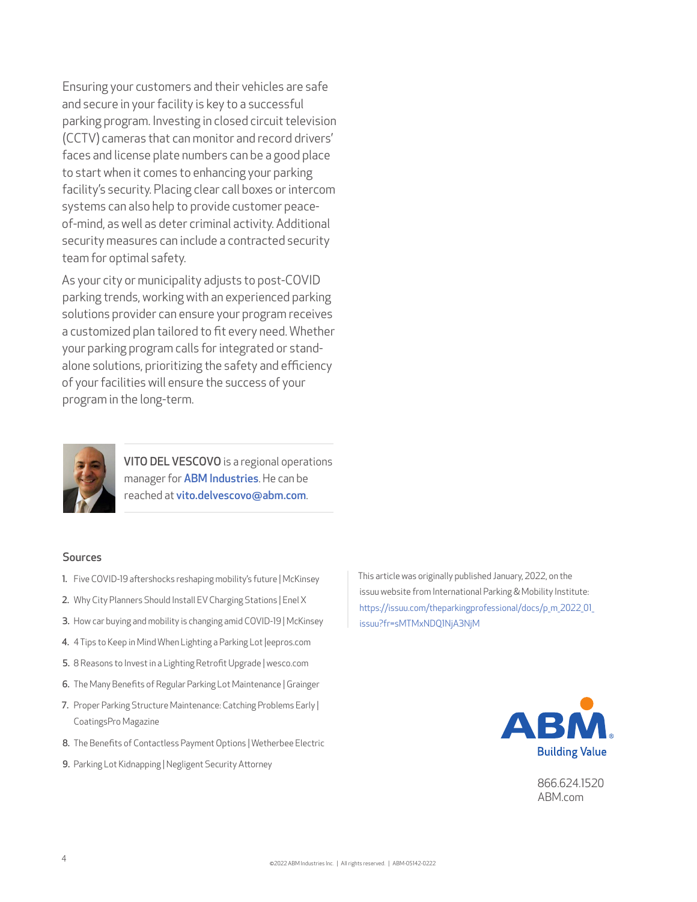Ensuring your customers and their vehicles are safe and secure in your facility is key to a successful parking program. Investing in closed circuit television (CCTV) cameras that can monitor and record drivers' faces and license plate numbers can be a good place to start when it comes to enhancing your parking facility's security. Placing clear call boxes or intercom systems can also help to provide customer peace-of-mind, as well as deter criminal activity. Additional security measures can include a contracted security team for optimal safety.

As your city or municipality adjusts to post-COVID parking trends, working with an experienced parking solutions provider can ensure your program receives a customized plan tailored to fit every need. Whether your parking program calls for integrated or stand-alone solutions, prioritizing the safety and efficiency of your facilities will ensure the success of your program in the long-term.

**VITO DEL VESCOVO** is a regional operations manager for **ABM Industries**. He can be reached at **vito.delvescovo@abm.com**.

## Sources

1. Five COVID-19 aftershocks reshaping mobility's future | McKinsey
2. Why City Planners Should Install EV Charging Stations | Enel X
3. How car buying and mobility is changing amid COVID-19 | McKinsey
4. 4 Tips to Keep in Mind When Lighting a Parking Lot |eepros.com
5. 8 Reasons to Invest in a Lighting Retrofit Upgrade | wesco.com
6. The Many Benefits of Regular Parking Lot Maintenance | Grainger
7. Proper Parking Structure Maintenance: Catching Problems Early | CoatingsPro Magazine
8. The Benefits of Contactless Payment Options | Wetherbee Electric
9. Parking Lot Kidnapping | Negligent Security Attorney

This article was originally published January, 2022, on the issuu website from International Parking & Mobility Institute: https://issuu.com/theparkingprofessional/docs/p_m_2022_01_issuu?fr=sMTMxNDQ1NjA3NjM

ABM Building Value

866.624.1520
ABM.com

©2022 ABM Industries Inc. | All rights reserved. | ABM-05142-0222